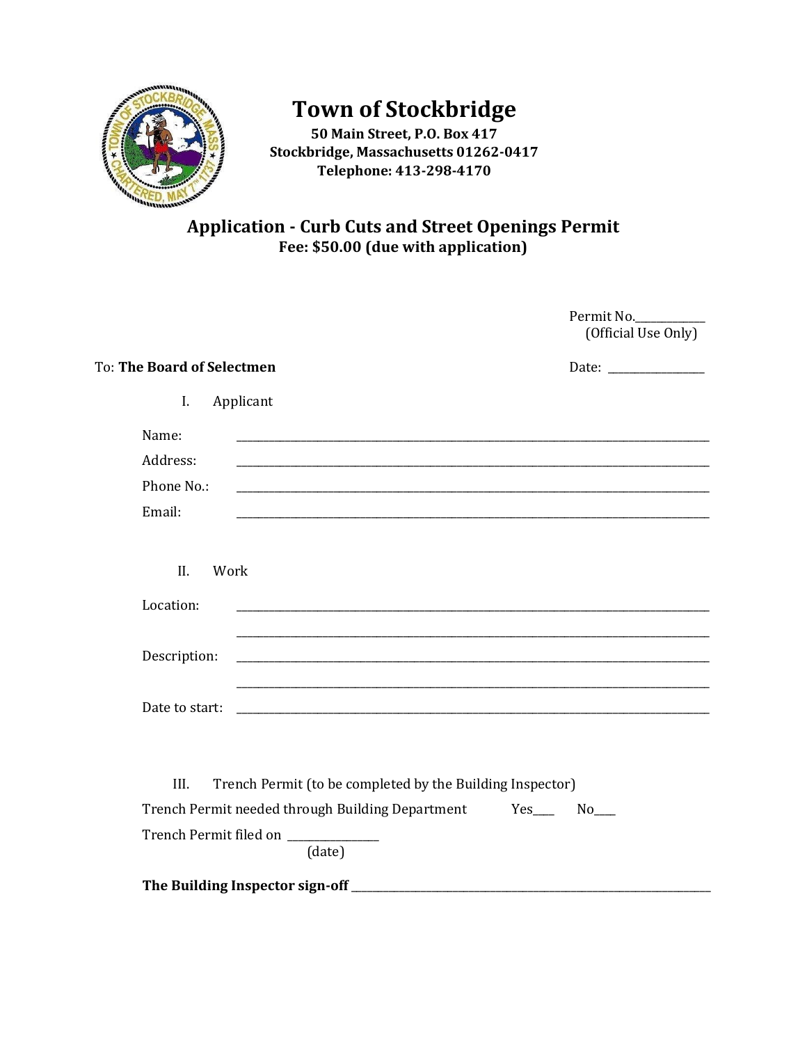# Town of Stockbridge

**50 Main Street, P.O. Box 417**
**Stockbridge, Massachusetts 01262-0417**
**Telephone: 413-298-4170**

## Application - Curb Cuts and Street Openings Permit

**Fee: $50.00 (due with application)**

Permit No.____________
(Official Use Only)

To: **The Board of Selectmen**

Date: ________________

I. Applicant

Name: ______________________________________________________________________________

Address: ______________________________________________________________________________

Phone No.: ______________________________________________________________________________

Email: ______________________________________________________________________________

II. Work

Location: ______________________________________________________________________________

______________________________________________________________________________

Description: ______________________________________________________________________________

______________________________________________________________________________

Date to start: ______________________________________________________________________________

III. Trench Permit (to be completed by the Building Inspector)

Trench Permit needed through Building Department Yes____ No____

Trench Permit filed on _______________
(date)

**The Building Inspector sign-off** ______________________________________________________________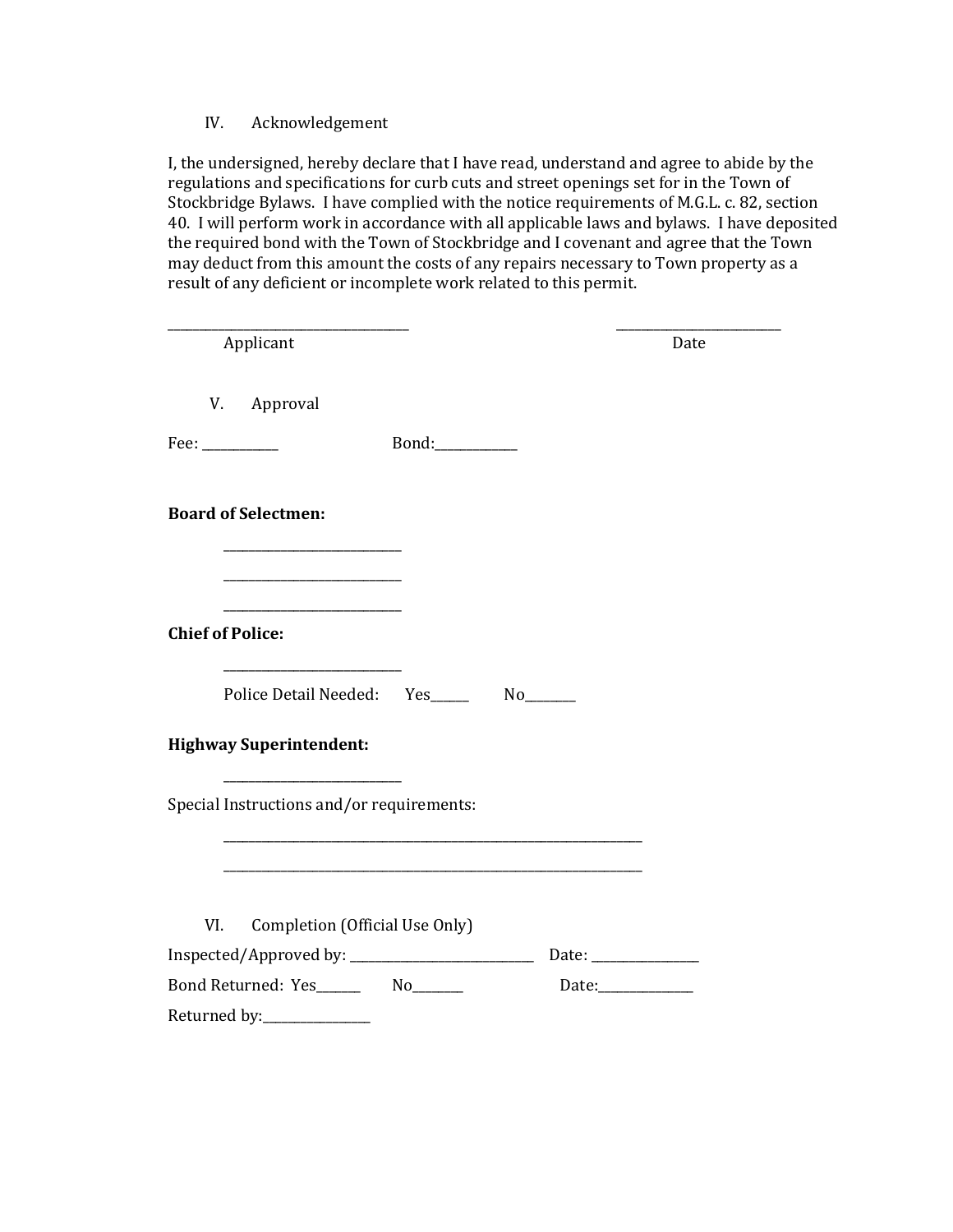## IV. Acknowledgement

I, the undersigned, hereby declare that I have read, understand and agree to abide by the regulations and specifications for curb cuts and street openings set for in the Town of Stockbridge Bylaws. I have complied with the notice requirements of M.G.L. c. 82, section 40. I will perform work in accordance with all applicable laws and bylaws. I have deposited the required bond with the Town of Stockbridge and I covenant and agree that the Town may deduct from this amount the costs of any repairs necessary to Town property as a result of any deficient or incomplete work related to this permit.

_________________________________ &nbsp;&nbsp;&nbsp;&nbsp;&nbsp;&nbsp;&nbsp;&nbsp;&nbsp;&nbsp;&nbsp;&nbsp; ______________________

Applicant &nbsp;&nbsp;&nbsp;&nbsp;&nbsp;&nbsp;&nbsp;&nbsp;&nbsp;&nbsp;&nbsp;&nbsp;&nbsp;&nbsp;&nbsp;&nbsp;&nbsp;&nbsp;&nbsp;&nbsp;&nbsp;&nbsp;&nbsp;&nbsp;&nbsp;&nbsp;&nbsp;&nbsp;&nbsp;&nbsp;&nbsp;&nbsp;&nbsp;&nbsp;&nbsp;&nbsp;&nbsp;&nbsp;&nbsp; Date

## V. Approval

Fee: ___________ &nbsp;&nbsp;&nbsp;&nbsp;&nbsp;&nbsp;&nbsp;&nbsp;&nbsp;&nbsp; Bond:____________

**Board of Selectmen:**

_________________________

_________________________

_________________________

**Chief of Police:**

_________________________

Police Detail Needed: &nbsp;&nbsp; Yes_____ &nbsp;&nbsp;&nbsp;&nbsp; No_______

**Highway Superintendent:**

_________________________

Special Instructions and/or requirements:

___________________________________________________________

___________________________________________________________

## VI. Completion (Official Use Only)

Inspected/Approved by: __________________________ &nbsp;&nbsp; Date: _______________

Bond Returned: Yes______ &nbsp;&nbsp;&nbsp;&nbsp; No_______ &nbsp;&nbsp;&nbsp;&nbsp;&nbsp;&nbsp;&nbsp;&nbsp; Date:_____________

Returned by:_______________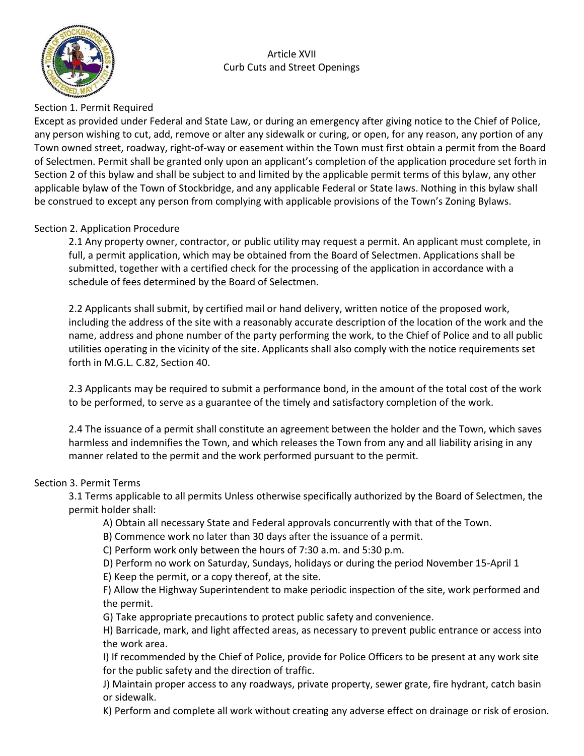# Article XVII
## Curb Cuts and Street Openings

### Section 1. Permit Required

Except as provided under Federal and State Law, or during an emergency after giving notice to the Chief of Police, any person wishing to cut, add, remove or alter any sidewalk or curing, or open, for any reason, any portion of any Town owned street, roadway, right-of-way or easement within the Town must first obtain a permit from the Board of Selectmen. Permit shall be granted only upon an applicant's completion of the application procedure set forth in Section 2 of this bylaw and shall be subject to and limited by the applicable permit terms of this bylaw, any other applicable bylaw of the Town of Stockbridge, and any applicable Federal or State laws. Nothing in this bylaw shall be construed to except any person from complying with applicable provisions of the Town's Zoning Bylaws.

### Section 2. Application Procedure

2.1 Any property owner, contractor, or public utility may request a permit. An applicant must complete, in full, a permit application, which may be obtained from the Board of Selectmen. Applications shall be submitted, together with a certified check for the processing of the application in accordance with a schedule of fees determined by the Board of Selectmen.

2.2 Applicants shall submit, by certified mail or hand delivery, written notice of the proposed work, including the address of the site with a reasonably accurate description of the location of the work and the name, address and phone number of the party performing the work, to the Chief of Police and to all public utilities operating in the vicinity of the site. Applicants shall also comply with the notice requirements set forth in M.G.L. C.82, Section 40.

2.3 Applicants may be required to submit a performance bond, in the amount of the total cost of the work to be performed, to serve as a guarantee of the timely and satisfactory completion of the work.

2.4 The issuance of a permit shall constitute an agreement between the holder and the Town, which saves harmless and indemnifies the Town, and which releases the Town from any and all liability arising in any manner related to the permit and the work performed pursuant to the permit.

### Section 3. Permit Terms

3.1 Terms applicable to all permits Unless otherwise specifically authorized by the Board of Selectmen, the permit holder shall:

- A) Obtain all necessary State and Federal approvals concurrently with that of the Town.
- B) Commence work no later than 30 days after the issuance of a permit.
- C) Perform work only between the hours of 7:30 a.m. and 5:30 p.m.
- D) Perform no work on Saturday, Sundays, holidays or during the period November 15-April 1
- E) Keep the permit, or a copy thereof, at the site.
- F) Allow the Highway Superintendent to make periodic inspection of the site, work performed and the permit.
- G) Take appropriate precautions to protect public safety and convenience.
- H) Barricade, mark, and light affected areas, as necessary to prevent public entrance or access into the work area.
- I) If recommended by the Chief of Police, provide for Police Officers to be present at any work site for the public safety and the direction of traffic.
- J) Maintain proper access to any roadways, private property, sewer grate, fire hydrant, catch basin or sidewalk.
- K) Perform and complete all work without creating any adverse effect on drainage or risk of erosion.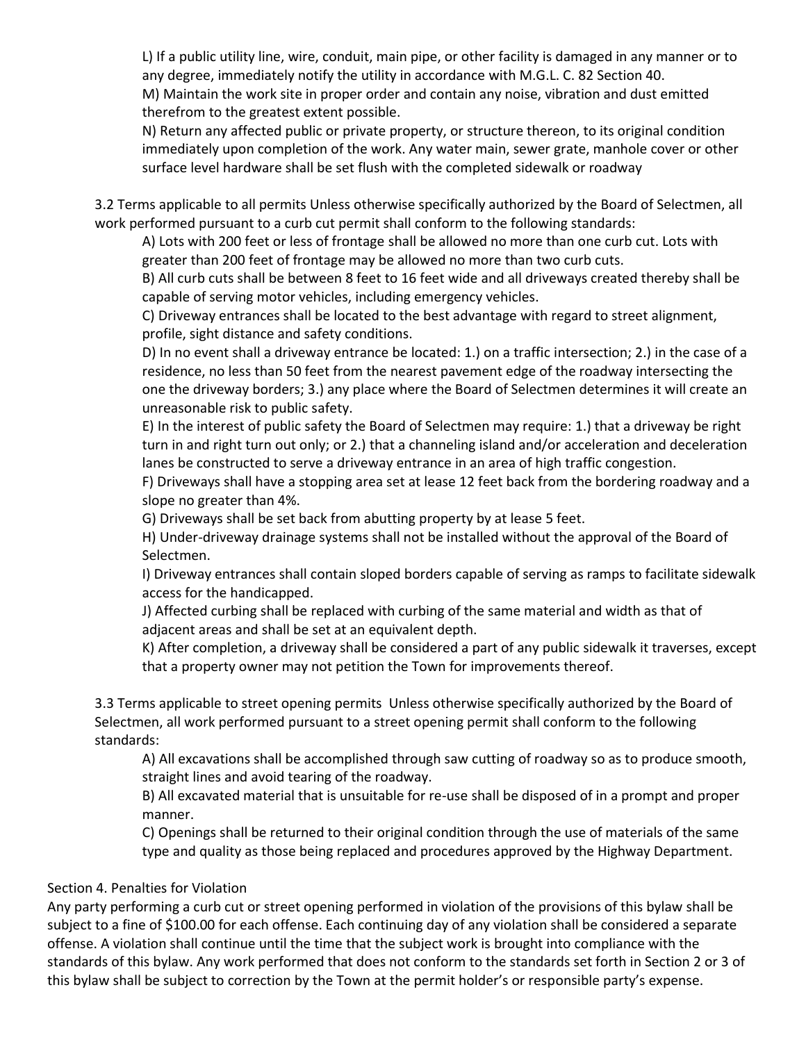L) If a public utility line, wire, conduit, main pipe, or other facility is damaged in any manner or to any degree, immediately notify the utility in accordance with M.G.L. C. 82 Section 40.

M) Maintain the work site in proper order and contain any noise, vibration and dust emitted therefrom to the greatest extent possible.

N) Return any affected public or private property, or structure thereon, to its original condition immediately upon completion of the work. Any water main, sewer grate, manhole cover or other surface level hardware shall be set flush with the completed sidewalk or roadway

3.2 Terms applicable to all permits Unless otherwise specifically authorized by the Board of Selectmen, all work performed pursuant to a curb cut permit shall conform to the following standards:

A) Lots with 200 feet or less of frontage shall be allowed no more than one curb cut. Lots with greater than 200 feet of frontage may be allowed no more than two curb cuts.

B) All curb cuts shall be between 8 feet to 16 feet wide and all driveways created thereby shall be capable of serving motor vehicles, including emergency vehicles.

C) Driveway entrances shall be located to the best advantage with regard to street alignment, profile, sight distance and safety conditions.

D) In no event shall a driveway entrance be located: 1.) on a traffic intersection; 2.) in the case of a residence, no less than 50 feet from the nearest pavement edge of the roadway intersecting the one the driveway borders; 3.) any place where the Board of Selectmen determines it will create an unreasonable risk to public safety.

E) In the interest of public safety the Board of Selectmen may require: 1.) that a driveway be right turn in and right turn out only; or 2.) that a channeling island and/or acceleration and deceleration lanes be constructed to serve a driveway entrance in an area of high traffic congestion.

F) Driveways shall have a stopping area set at lease 12 feet back from the bordering roadway and a slope no greater than 4%.

G) Driveways shall be set back from abutting property by at lease 5 feet.

H) Under-driveway drainage systems shall not be installed without the approval of the Board of Selectmen.

I) Driveway entrances shall contain sloped borders capable of serving as ramps to facilitate sidewalk access for the handicapped.

J) Affected curbing shall be replaced with curbing of the same material and width as that of adjacent areas and shall be set at an equivalent depth.

K) After completion, a driveway shall be considered a part of any public sidewalk it traverses, except that a property owner may not petition the Town for improvements thereof.

3.3 Terms applicable to street opening permits Unless otherwise specifically authorized by the Board of Selectmen, all work performed pursuant to a street opening permit shall conform to the following standards:

A) All excavations shall be accomplished through saw cutting of roadway so as to produce smooth, straight lines and avoid tearing of the roadway.

B) All excavated material that is unsuitable for re-use shall be disposed of in a prompt and proper manner.

C) Openings shall be returned to their original condition through the use of materials of the same type and quality as those being replaced and procedures approved by the Highway Department.

## Section 4. Penalties for Violation

Any party performing a curb cut or street opening performed in violation of the provisions of this bylaw shall be subject to a fine of $100.00 for each offense. Each continuing day of any violation shall be considered a separate offense. A violation shall continue until the time that the subject work is brought into compliance with the standards of this bylaw. Any work performed that does not conform to the standards set forth in Section 2 or 3 of this bylaw shall be subject to correction by the Town at the permit holder's or responsible party's expense.